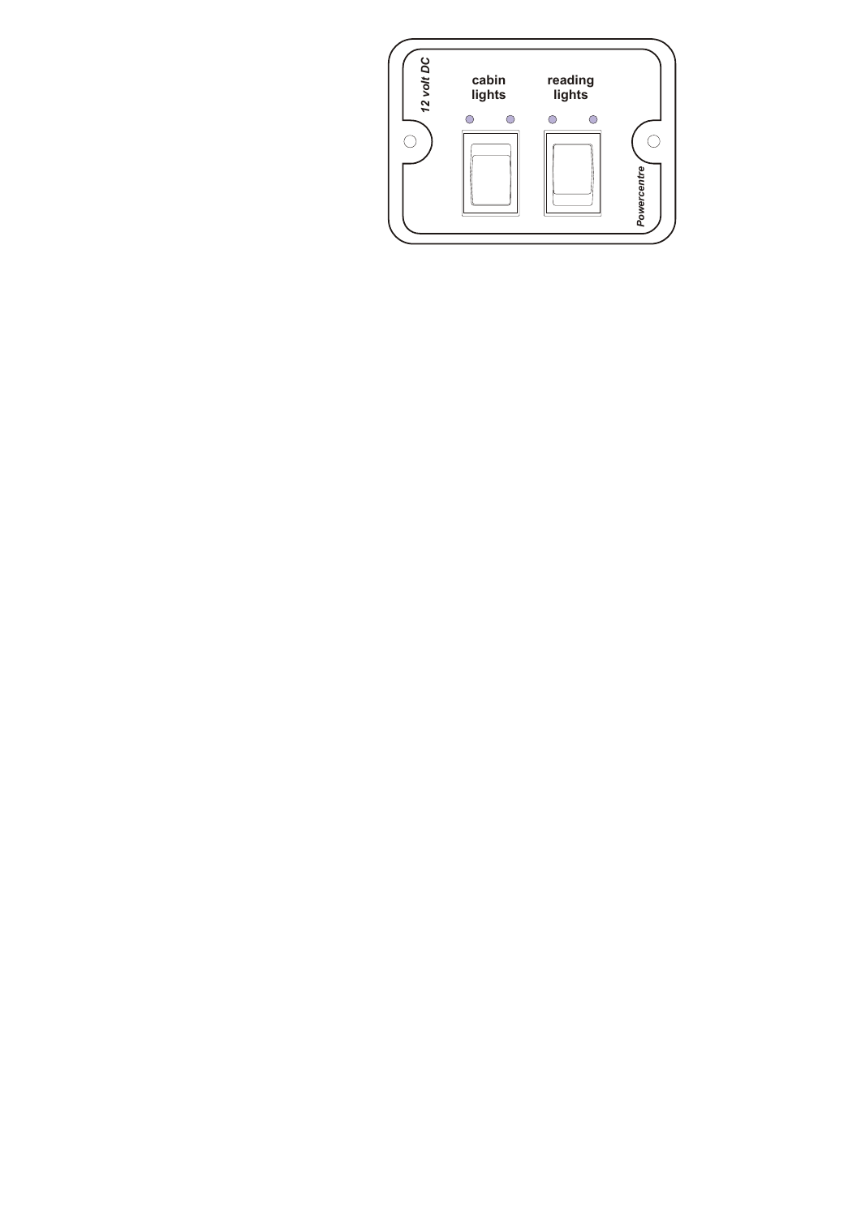12 volt DC

**cabin lights**

**reading lights**

*Powercentre*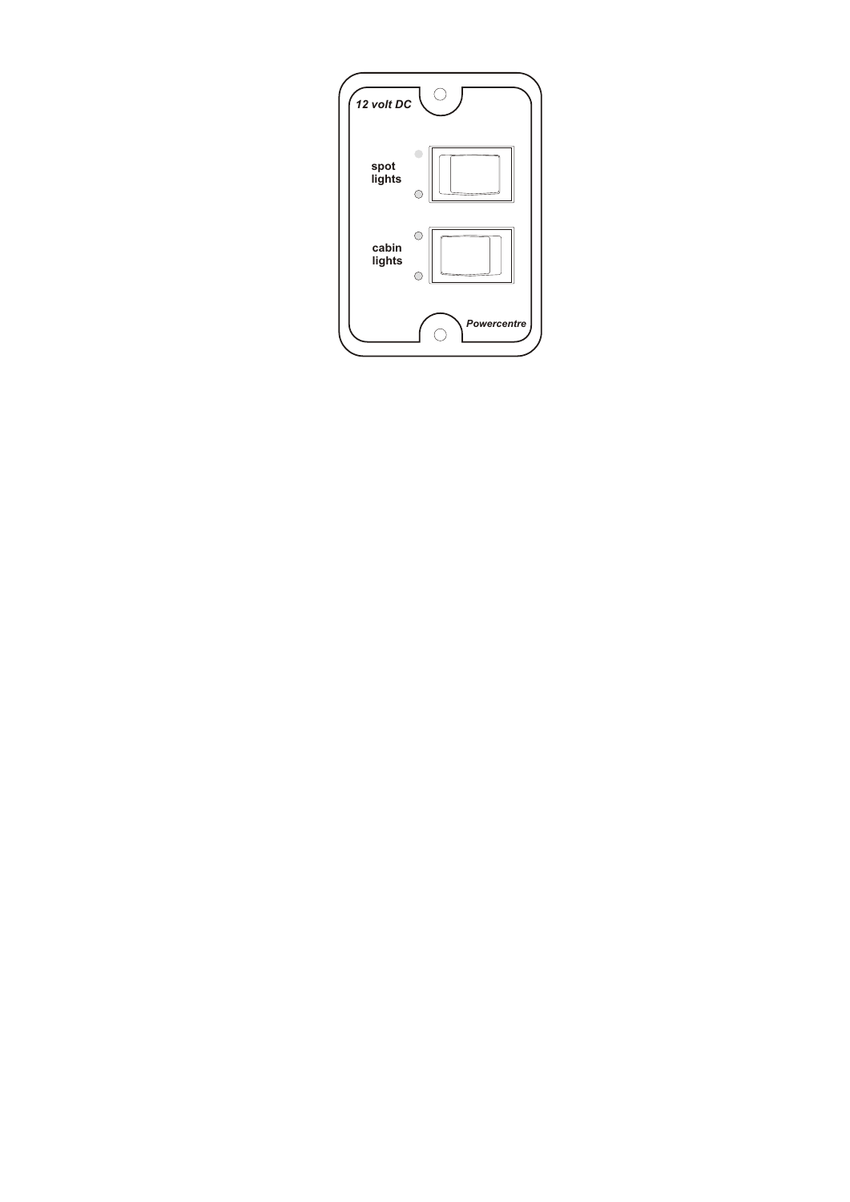12 volt DC

spot lights

cabin lights

Powercentre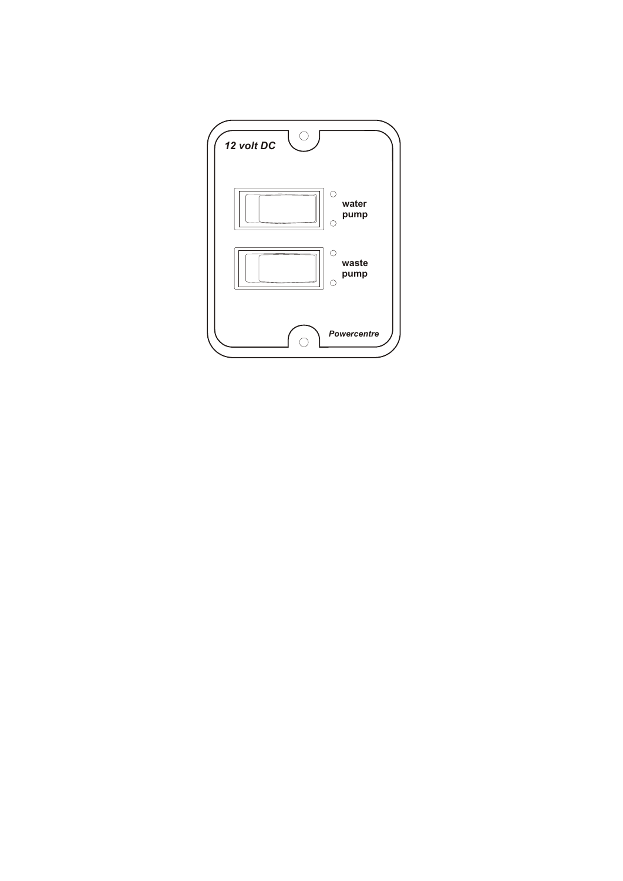12 volt DC

water pump

waste pump

Powercentre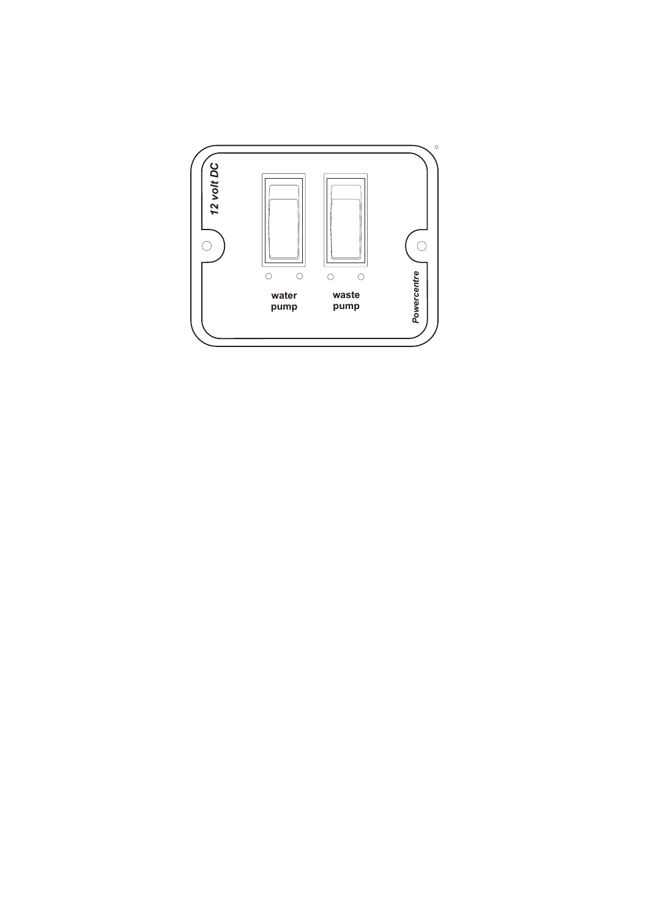12 volt DC

water
pump

waste
pump

Powercentre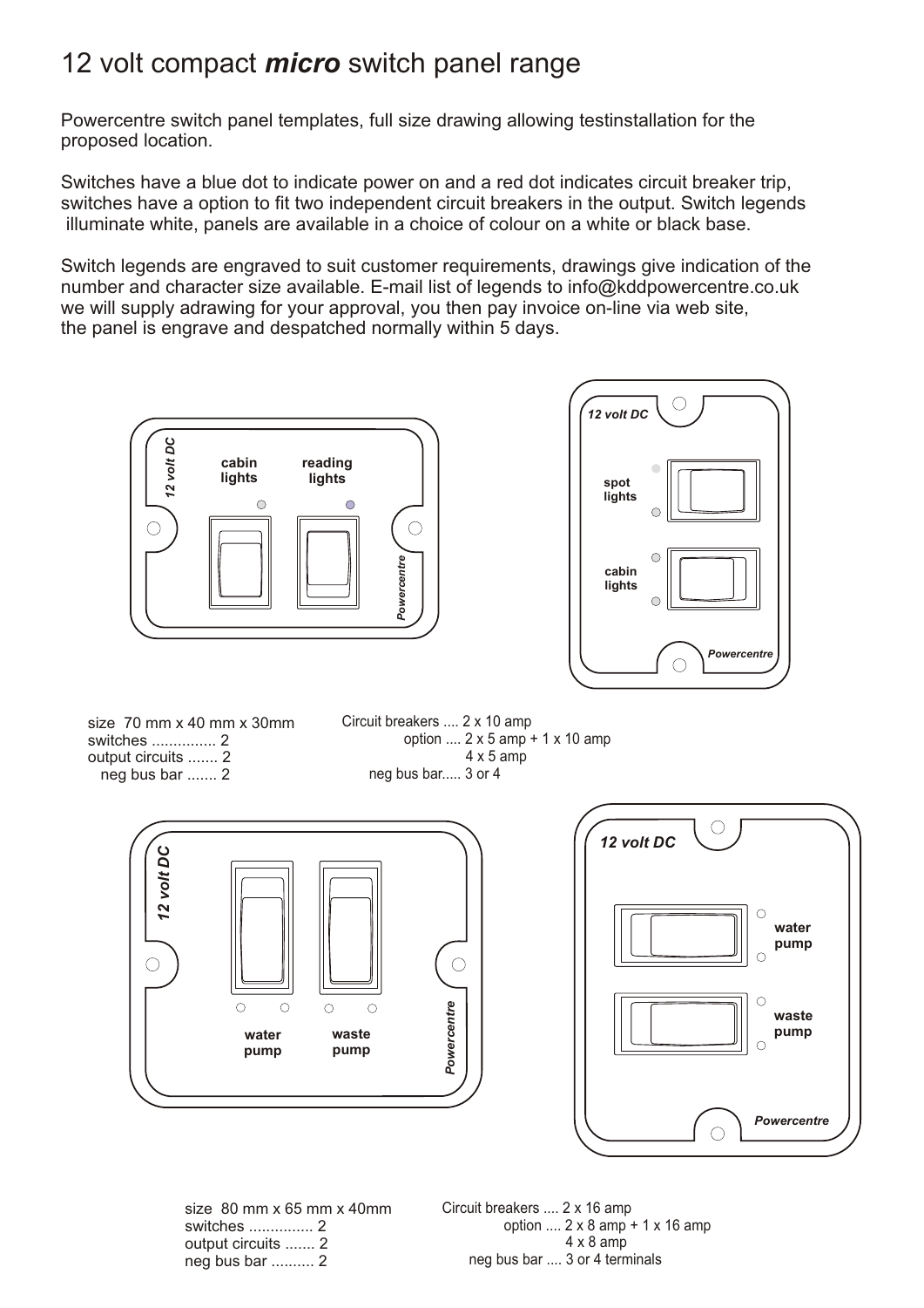# 12 volt compact ***micro*** switch panel range

Powercentre switch panel templates, full size drawing allowing testinstallation for the proposed location.

Switches have a blue dot to indicate power on and a red dot indicates circuit breaker trip, switches have a option to fit two independent circuit breakers in the output. Switch legends illuminate white, panels are available in a choice of colour on a white or black base.

Switch legends are engraved to suit customer requirements, drawings give indication of the number and character size available. E-mail list of legends to info@kddpowercentre.co.uk we will supply adrawing for your approval, you then pay invoice on-line via web site, the panel is engrave and despatched normally within 5 days.

*12 volt DC*
cabin lights
reading lights
*Powercentre*

*12 volt DC*
spot lights
cabin lights
*Powercentre*

size 70 mm x 40 mm x 30mm
switches .............. 2
output circuits ....... 2
neg bus bar ....... 2

Circuit breakers .... 2 x 10 amp
option .... 2 x 5 amp + 1 x 10 amp
4 x 5 amp
neg bus bar..... 3 or 4

*12 volt DC*
water pump
waste pump
*Powercentre*

*12 volt DC*
water pump
waste pump
*Powercentre*

size 80 mm x 65 mm x 40mm
switches .............. 2
output circuits ....... 2
neg bus bar .......... 2

Circuit breakers .... 2 x 16 amp
option .... 2 x 8 amp + 1 x 16 amp
4 x 8 amp
neg bus bar .... 3 or 4 terminals